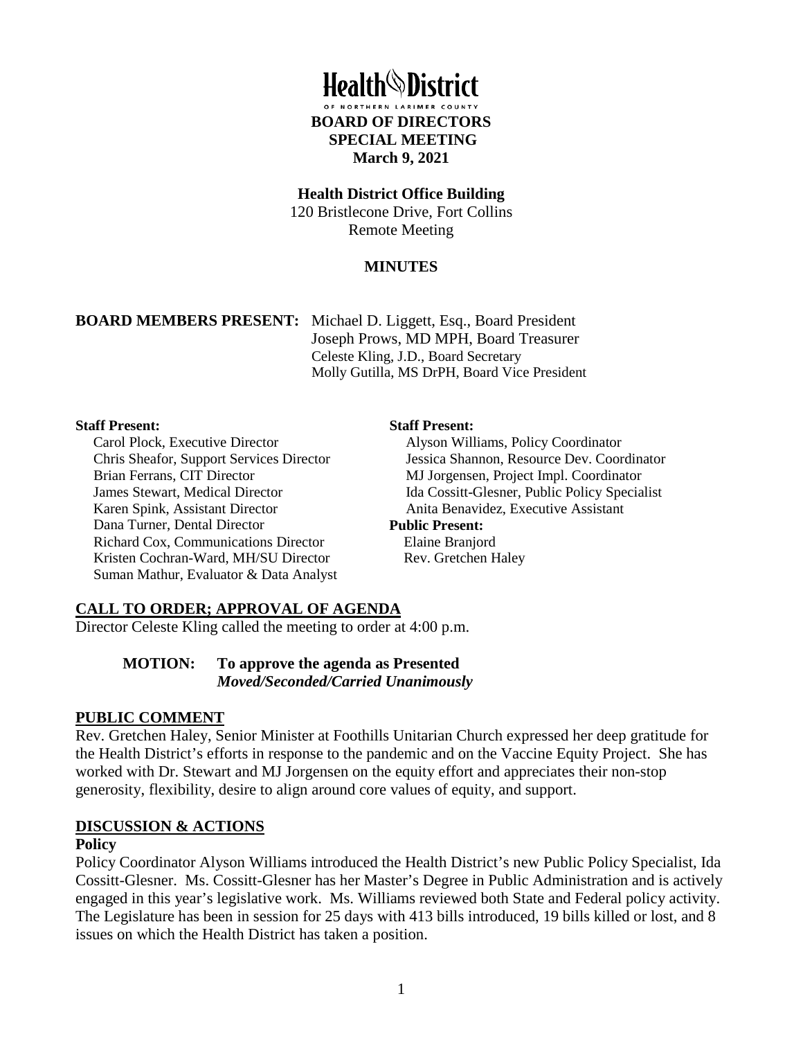# Health District

OF NORTHERN LARIMER COUNTY

**BOARD OF DIRECTORS**
**SPECIAL MEETING**
**March 9, 2021**

**Health District Office Building**
120 Bristlecone Drive, Fort Collins
Remote Meeting

**MINUTES**

**BOARD MEMBERS PRESENT:** Michael D. Liggett, Esq., Board President
Joseph Prows, MD MPH, Board Treasurer
Celeste Kling, J.D., Board Secretary
Molly Gutilla, MS DrPH, Board Vice President

**Staff Present:**
Carol Plock, Executive Director
Chris Sheafor, Support Services Director
Brian Ferrans, CIT Director
James Stewart, Medical Director
Karen Spink, Assistant Director
Dana Turner, Dental Director
Richard Cox, Communications Director
Kristen Cochran-Ward, MH/SU Director
Suman Mathur, Evaluator & Data Analyst

**Staff Present:**
Alyson Williams, Policy Coordinator
Jessica Shannon, Resource Dev. Coordinator
MJ Jorgensen, Project Impl. Coordinator
Ida Cossitt-Glesner, Public Policy Specialist
Anita Benavidez, Executive Assistant

**Public Present:**
Elaine Branjord
Rev. Gretchen Haley

## CALL TO ORDER; APPROVAL OF AGENDA

Director Celeste Kling called the meeting to order at 4:00 p.m.

> **MOTION: To approve the agenda as Presented**
> ***Moved/Seconded/Carried Unanimously***

## PUBLIC COMMENT

Rev. Gretchen Haley, Senior Minister at Foothills Unitarian Church expressed her deep gratitude for the Health District's efforts in response to the pandemic and on the Vaccine Equity Project. She has worked with Dr. Stewart and MJ Jorgensen on the equity effort and appreciates their non-stop generosity, flexibility, desire to align around core values of equity, and support.

## DISCUSSION & ACTIONS

### Policy

Policy Coordinator Alyson Williams introduced the Health District's new Public Policy Specialist, Ida Cossitt-Glesner. Ms. Cossitt-Glesner has her Master's Degree in Public Administration and is actively engaged in this year's legislative work. Ms. Williams reviewed both State and Federal policy activity. The Legislature has been in session for 25 days with 413 bills introduced, 19 bills killed or lost, and 8 issues on which the Health District has taken a position.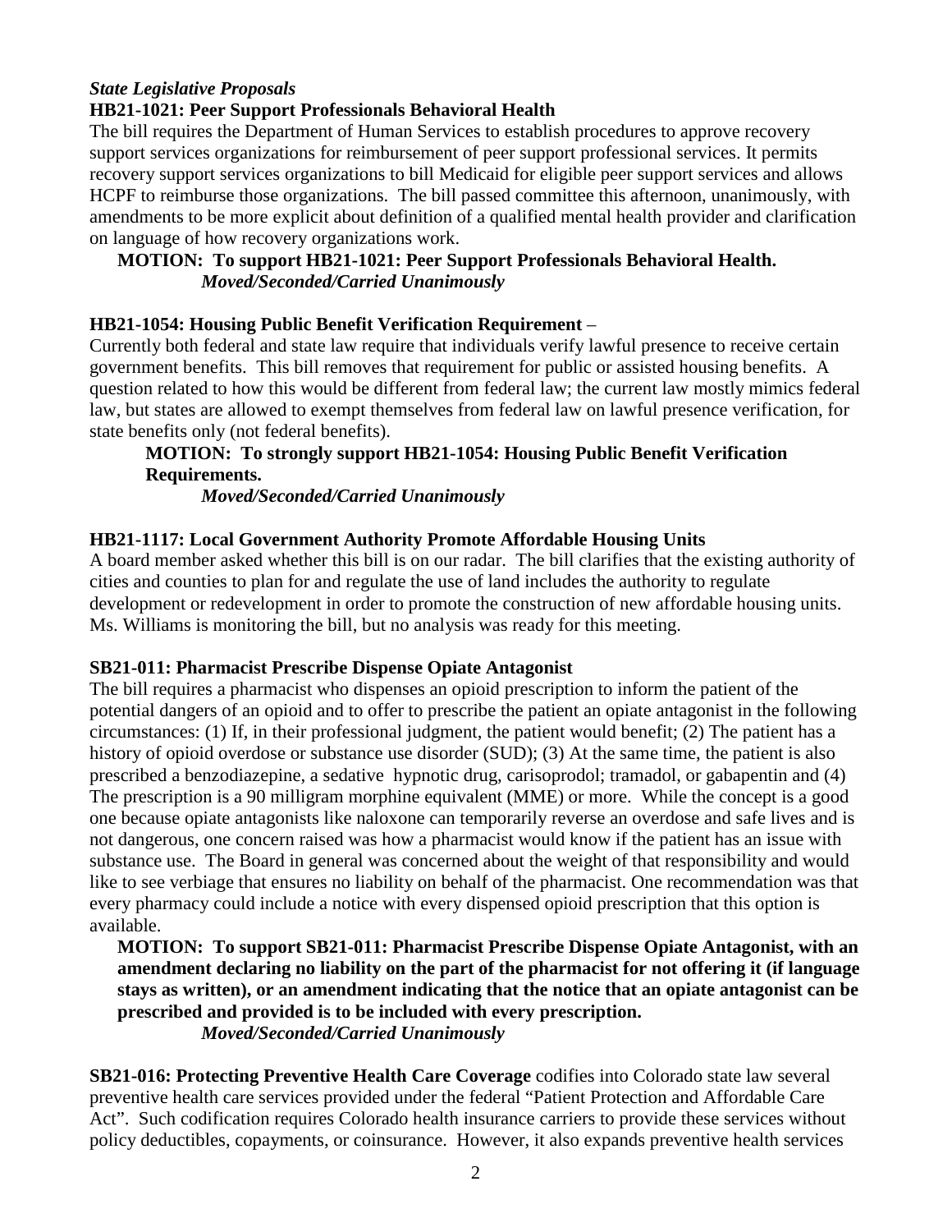***State Legislative Proposals***

**HB21-1021: Peer Support Professionals Behavioral Health**

The bill requires the Department of Human Services to establish procedures to approve recovery support services organizations for reimbursement of peer support professional services. It permits recovery support services organizations to bill Medicaid for eligible peer support services and allows HCPF to reimburse those organizations. The bill passed committee this afternoon, unanimously, with amendments to be more explicit about definition of a qualified mental health provider and clarification on language of how recovery organizations work.

**MOTION: To support HB21-1021: Peer Support Professionals Behavioral Health.**
***Moved/Seconded/Carried Unanimously***

**HB21-1054: Housing Public Benefit Verification Requirement** –

Currently both federal and state law require that individuals verify lawful presence to receive certain government benefits. This bill removes that requirement for public or assisted housing benefits. A question related to how this would be different from federal law; the current law mostly mimics federal law, but states are allowed to exempt themselves from federal law on lawful presence verification, for state benefits only (not federal benefits).

**MOTION: To strongly support HB21-1054: Housing Public Benefit Verification Requirements.**
***Moved/Seconded/Carried Unanimously***

**HB21-1117: Local Government Authority Promote Affordable Housing Units**

A board member asked whether this bill is on our radar. The bill clarifies that the existing authority of cities and counties to plan for and regulate the use of land includes the authority to regulate development or redevelopment in order to promote the construction of new affordable housing units. Ms. Williams is monitoring the bill, but no analysis was ready for this meeting.

**SB21-011: Pharmacist Prescribe Dispense Opiate Antagonist**

The bill requires a pharmacist who dispenses an opioid prescription to inform the patient of the potential dangers of an opioid and to offer to prescribe the patient an opiate antagonist in the following circumstances: (1) If, in their professional judgment, the patient would benefit; (2) The patient has a history of opioid overdose or substance use disorder (SUD); (3) At the same time, the patient is also prescribed a benzodiazepine, a sedative hypnotic drug, carisoprodol; tramadol, or gabapentin and (4) The prescription is a 90 milligram morphine equivalent (MME) or more. While the concept is a good one because opiate antagonists like naloxone can temporarily reverse an overdose and safe lives and is not dangerous, one concern raised was how a pharmacist would know if the patient has an issue with substance use. The Board in general was concerned about the weight of that responsibility and would like to see verbiage that ensures no liability on behalf of the pharmacist. One recommendation was that every pharmacy could include a notice with every dispensed opioid prescription that this option is available.

**MOTION: To support SB21-011: Pharmacist Prescribe Dispense Opiate Antagonist, with an amendment declaring no liability on the part of the pharmacist for not offering it (if language stays as written), or an amendment indicating that the notice that an opiate antagonist can be prescribed and provided is to be included with every prescription.**
***Moved/Seconded/Carried Unanimously***

**SB21-016: Protecting Preventive Health Care Coverage** codifies into Colorado state law several preventive health care services provided under the federal "Patient Protection and Affordable Care Act". Such codification requires Colorado health insurance carriers to provide these services without policy deductibles, copayments, or coinsurance. However, it also expands preventive health services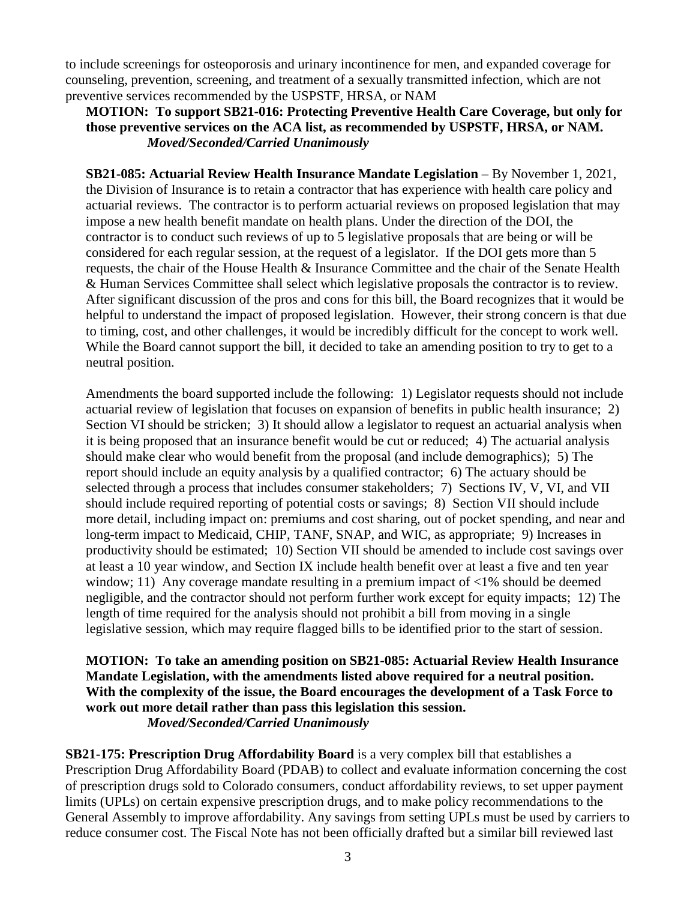to include screenings for osteoporosis and urinary incontinence for men, and expanded coverage for counseling, prevention, screening, and treatment of a sexually transmitted infection, which are not preventive services recommended by the USPSTF, HRSA, or NAM

**MOTION: To support SB21-016: Protecting Preventive Health Care Coverage, but only for those preventive services on the ACA list, as recommended by USPSTF, HRSA, or NAM.**
***Moved/Seconded/Carried Unanimously***

**SB21-085: Actuarial Review Health Insurance Mandate Legislation** – By November 1, 2021, the Division of Insurance is to retain a contractor that has experience with health care policy and actuarial reviews. The contractor is to perform actuarial reviews on proposed legislation that may impose a new health benefit mandate on health plans. Under the direction of the DOI, the contractor is to conduct such reviews of up to 5 legislative proposals that are being or will be considered for each regular session, at the request of a legislator. If the DOI gets more than 5 requests, the chair of the House Health & Insurance Committee and the chair of the Senate Health & Human Services Committee shall select which legislative proposals the contractor is to review. After significant discussion of the pros and cons for this bill, the Board recognizes that it would be helpful to understand the impact of proposed legislation. However, their strong concern is that due to timing, cost, and other challenges, it would be incredibly difficult for the concept to work well. While the Board cannot support the bill, it decided to take an amending position to try to get to a neutral position.

Amendments the board supported include the following: 1) Legislator requests should not include actuarial review of legislation that focuses on expansion of benefits in public health insurance; 2) Section VI should be stricken; 3) It should allow a legislator to request an actuarial analysis when it is being proposed that an insurance benefit would be cut or reduced; 4) The actuarial analysis should make clear who would benefit from the proposal (and include demographics); 5) The report should include an equity analysis by a qualified contractor; 6) The actuary should be selected through a process that includes consumer stakeholders; 7) Sections IV, V, VI, and VII should include required reporting of potential costs or savings; 8) Section VII should include more detail, including impact on: premiums and cost sharing, out of pocket spending, and near and long-term impact to Medicaid, CHIP, TANF, SNAP, and WIC, as appropriate; 9) Increases in productivity should be estimated; 10) Section VII should be amended to include cost savings over at least a 10 year window, and Section IX include health benefit over at least a five and ten year window; 11) Any coverage mandate resulting in a premium impact of <1% should be deemed negligible, and the contractor should not perform further work except for equity impacts; 12) The length of time required for the analysis should not prohibit a bill from moving in a single legislative session, which may require flagged bills to be identified prior to the start of session.

**MOTION: To take an amending position on SB21-085: Actuarial Review Health Insurance Mandate Legislation, with the amendments listed above required for a neutral position. With the complexity of the issue, the Board encourages the development of a Task Force to work out more detail rather than pass this legislation this session.**
***Moved/Seconded/Carried Unanimously***

**SB21-175: Prescription Drug Affordability Board** is a very complex bill that establishes a Prescription Drug Affordability Board (PDAB) to collect and evaluate information concerning the cost of prescription drugs sold to Colorado consumers, conduct affordability reviews, to set upper payment limits (UPLs) on certain expensive prescription drugs, and to make policy recommendations to the General Assembly to improve affordability. Any savings from setting UPLs must be used by carriers to reduce consumer cost. The Fiscal Note has not been officially drafted but a similar bill reviewed last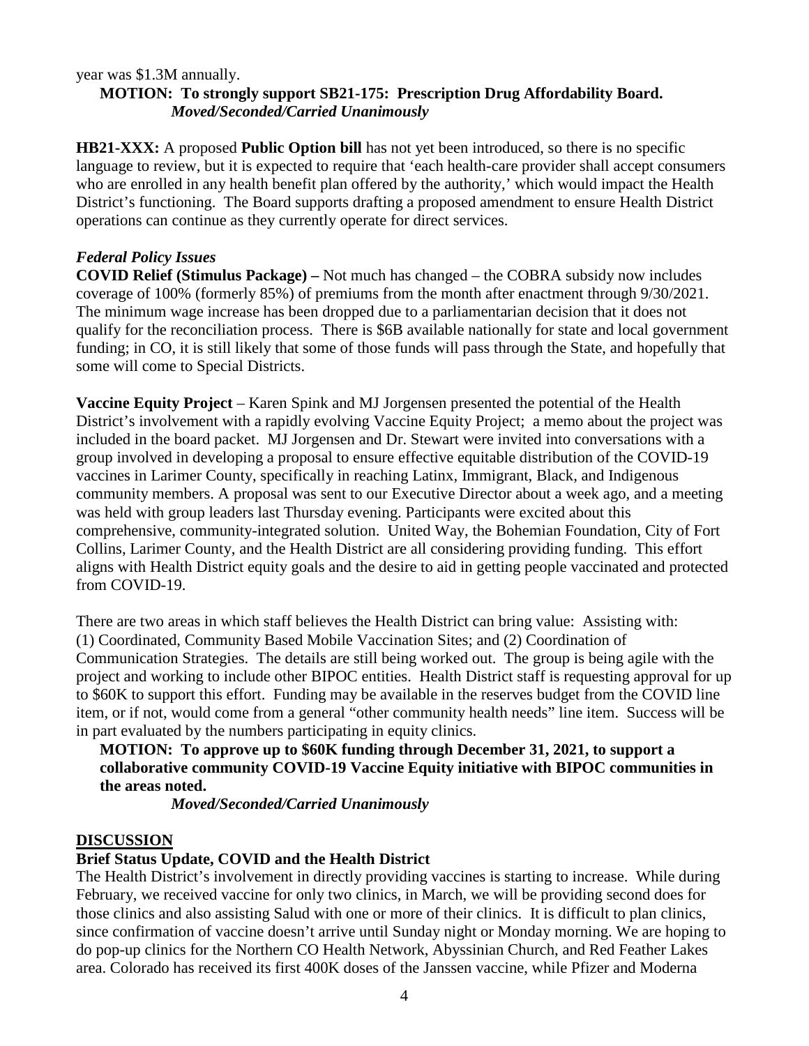year was $1.3M annually.

**MOTION: To strongly support SB21-175: Prescription Drug Affordability Board.**
***Moved/Seconded/Carried Unanimously***

**HB21-XXX:** A proposed **Public Option bill** has not yet been introduced, so there is no specific language to review, but it is expected to require that 'each health-care provider shall accept consumers who are enrolled in any health benefit plan offered by the authority,' which would impact the Health District's functioning. The Board supports drafting a proposed amendment to ensure Health District operations can continue as they currently operate for direct services.

### *Federal Policy Issues*

**COVID Relief (Stimulus Package) –** Not much has changed – the COBRA subsidy now includes coverage of 100% (formerly 85%) of premiums from the month after enactment through 9/30/2021. The minimum wage increase has been dropped due to a parliamentarian decision that it does not qualify for the reconciliation process. There is $6B available nationally for state and local government funding; in CO, it is still likely that some of those funds will pass through the State, and hopefully that some will come to Special Districts.

**Vaccine Equity Project** – Karen Spink and MJ Jorgensen presented the potential of the Health District's involvement with a rapidly evolving Vaccine Equity Project; a memo about the project was included in the board packet. MJ Jorgensen and Dr. Stewart were invited into conversations with a group involved in developing a proposal to ensure effective equitable distribution of the COVID-19 vaccines in Larimer County, specifically in reaching Latinx, Immigrant, Black, and Indigenous community members. A proposal was sent to our Executive Director about a week ago, and a meeting was held with group leaders last Thursday evening. Participants were excited about this comprehensive, community-integrated solution. United Way, the Bohemian Foundation, City of Fort Collins, Larimer County, and the Health District are all considering providing funding. This effort aligns with Health District equity goals and the desire to aid in getting people vaccinated and protected from COVID-19.

There are two areas in which staff believes the Health District can bring value: Assisting with: (1) Coordinated, Community Based Mobile Vaccination Sites; and (2) Coordination of Communication Strategies. The details are still being worked out. The group is being agile with the project and working to include other BIPOC entities. Health District staff is requesting approval for up to $60K to support this effort. Funding may be available in the reserves budget from the COVID line item, or if not, would come from a general "other community health needs" line item. Success will be in part evaluated by the numbers participating in equity clinics.

**MOTION: To approve up to $60K funding through December 31, 2021, to support a collaborative community COVID-19 Vaccine Equity initiative with BIPOC communities in the areas noted.**
***Moved/Seconded/Carried Unanimously***

## DISCUSSION

### Brief Status Update, COVID and the Health District

The Health District's involvement in directly providing vaccines is starting to increase. While during February, we received vaccine for only two clinics, in March, we will be providing second does for those clinics and also assisting Salud with one or more of their clinics. It is difficult to plan clinics, since confirmation of vaccine doesn't arrive until Sunday night or Monday morning. We are hoping to do pop-up clinics for the Northern CO Health Network, Abyssinian Church, and Red Feather Lakes area. Colorado has received its first 400K doses of the Janssen vaccine, while Pfizer and Moderna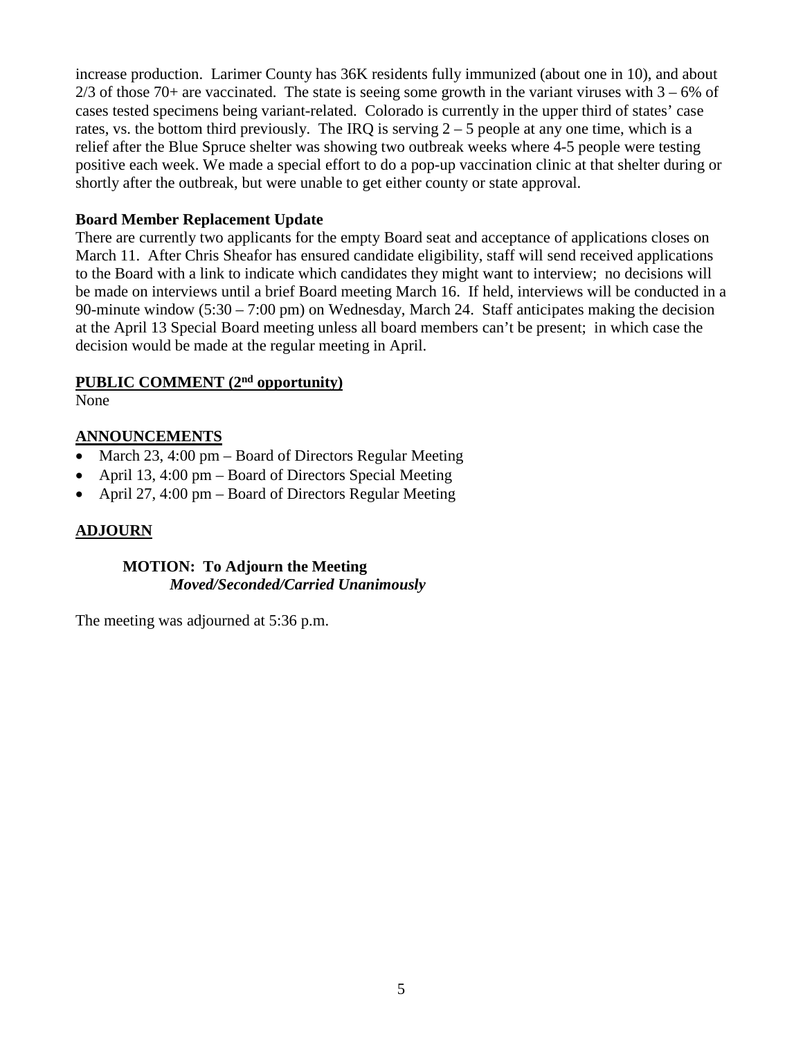increase production. Larimer County has 36K residents fully immunized (about one in 10), and about 2/3 of those 70+ are vaccinated. The state is seeing some growth in the variant viruses with 3 – 6% of cases tested specimens being variant-related. Colorado is currently in the upper third of states' case rates, vs. the bottom third previously. The IRQ is serving 2 – 5 people at any one time, which is a relief after the Blue Spruce shelter was showing two outbreak weeks where 4-5 people were testing positive each week. We made a special effort to do a pop-up vaccination clinic at that shelter during or shortly after the outbreak, but were unable to get either county or state approval.

**Board Member Replacement Update**

There are currently two applicants for the empty Board seat and acceptance of applications closes on March 11. After Chris Sheafor has ensured candidate eligibility, staff will send received applications to the Board with a link to indicate which candidates they might want to interview; no decisions will be made on interviews until a brief Board meeting March 16. If held, interviews will be conducted in a 90-minute window (5:30 – 7:00 pm) on Wednesday, March 24. Staff anticipates making the decision at the April 13 Special Board meeting unless all board members can't be present; in which case the decision would be made at the regular meeting in April.

## PUBLIC COMMENT (2nd opportunity)

None

## ANNOUNCEMENTS

- March 23, 4:00 pm – Board of Directors Regular Meeting
- April 13, 4:00 pm – Board of Directors Special Meeting
- April 27, 4:00 pm – Board of Directors Regular Meeting

## ADJOURN

**MOTION: To Adjourn the Meeting**
***Moved/Seconded/Carried Unanimously***

The meeting was adjourned at 5:36 p.m.